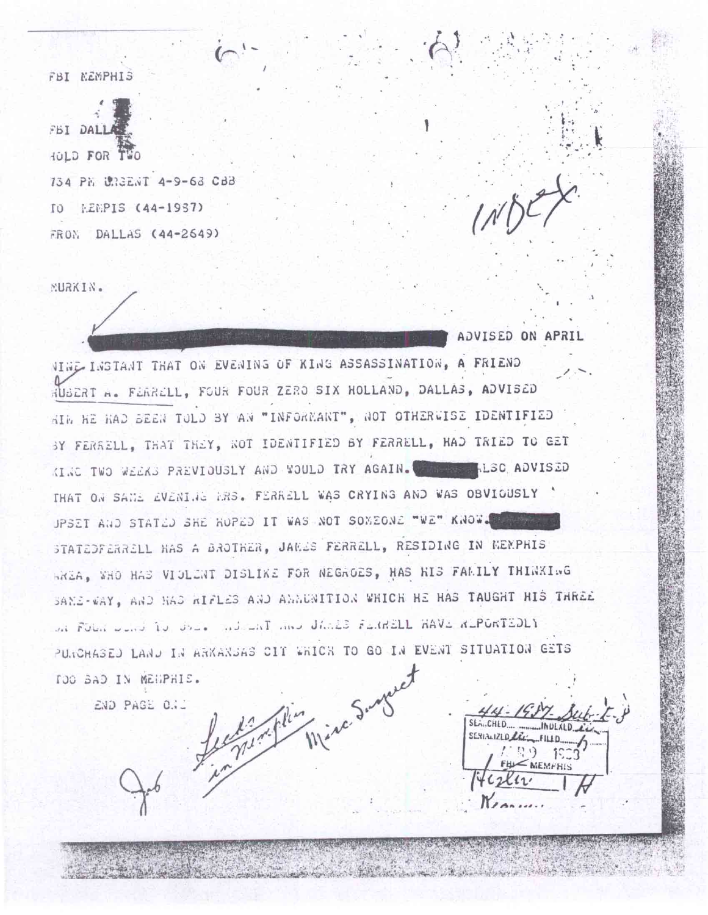FBI MEMPHIS

FBI DALLAS

HOLD FOR TWO

734 PM URGENT 4-9-68 CBB

TO MEMPHIS (44-1987)

FROM DALLAS (44-2649)

INDEX

MURKIN.

[REDACTED] ADVISED ON APRIL NINE INSTANT THAT ON EVENING OF KING ASSASSINATION, A FRIEND HUBERT A. FERRELL, FOUR FOUR ZERO SIX HOLLAND, DALLAS, ADVISED HIM HE HAD BEEN TOLD BY AN "INFORMANT", NOT OTHERWISE IDENTIFIED BY FERRELL, THAT THEY, NOT IDENTIFIED BY FERRELL, HAD TRIED TO GET KING TWO WEEKS PREVIOUSLY AND WOULD TRY AGAIN. [REDACTED] ALSO ADVISED THAT ON SAME EVENING MRS. FERRELL WAS CRYING AND WAS OBVIOUSLY UPSET AND STATED SHE HOPED IT WAS NOT SOMEONE "WE" KNOW. [REDACTED] STATED FERRELL HAS A BROTHER, JAMES FERRELL, RESIDING IN MEMPHIS AREA, WHO HAS VIOLENT DISLIKE FOR NEGROES, HAS HIS FAMILY THINKING SAME-WAY, AND HAS RIFLES AND AMMUNITION WHICH HE HAS TAUGHT HIS THREE OR FOUR SONS TO USE. HUBERT AND JAMES FERRELL HAVE REPORTEDLY PURCHASED LAND IN ARKANSAS CIT WHICH TO GO IN EVENT SITUATION GETS TOO BAD IN MEMPHIS.

END PAGE ONE

Leads in Memphis Misc. Suspect

44-1987-Sub-E-8

SEARCHED ...... INDEXED ......
SERIALIZED ...... FILED ......
APR 9 1968
FBI — MEMPHIS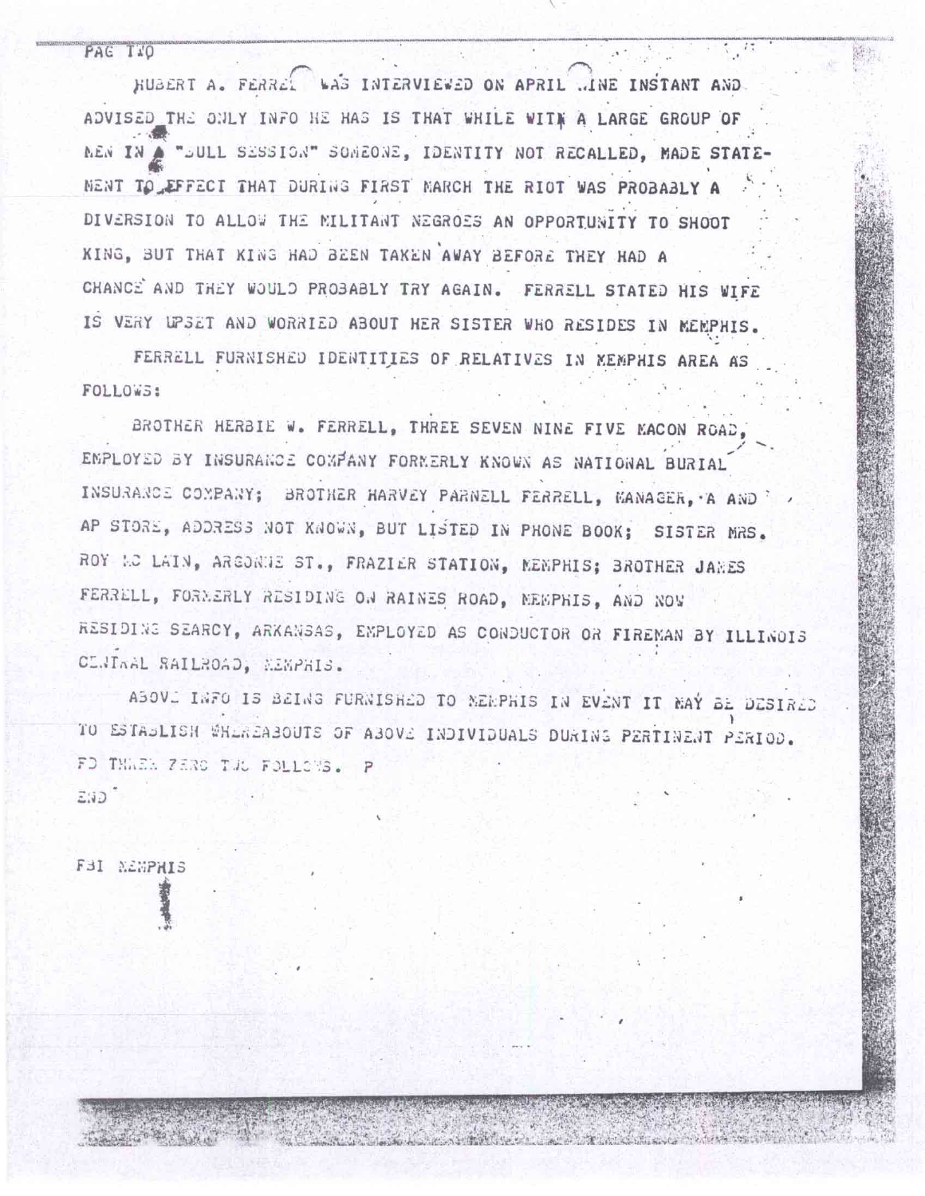HUBERT A. FERRELL WAS INTERVIEWED ON APRIL NINE INSTANT AND ADVISED THE ONLY INFO HE HAS IS THAT WHILE WITH A LARGE GROUP OF MEN IN A "BULL SESSION" SOMEONE, IDENTITY NOT RECALLED, MADE STATEMENT TO EFFECT THAT DURING FIRST MARCH THE RIOT WAS PROBABLY A DIVERSION TO ALLOW THE MILITANT NEGROES AN OPPORTUNITY TO SHOOT KING, BUT THAT KING HAD BEEN TAKEN AWAY BEFORE THEY HAD A CHANCE AND THEY WOULD PROBABLY TRY AGAIN. FERRELL STATED HIS WIFE IS VERY UPSET AND WORRIED ABOUT HER SISTER WHO RESIDES IN MEMPHIS.

FERRELL FURNISHED IDENTITIES OF RELATIVES IN MEMPHIS AREA AS FOLLOWS:

BROTHER HERBIE W. FERRELL, THREE SEVEN NINE FIVE MACON ROAD, EMPLOYED BY INSURANCE COMPANY FORMERLY KNOWN AS NATIONAL BURIAL INSURANCE COMPANY; BROTHER HARVEY PARNELL FERRELL, MANAGER, A AND AP STORE, ADDRESS NOT KNOWN, BUT LISTED IN PHONE BOOK; SISTER MRS. ROY MC LAIN, ARGONNE ST., FRAZIER STATION, MEMPHIS; BROTHER JAMES FERRELL, FORMERLY RESIDING ON RAINES ROAD, MEMPHIS, AND NOW RESIDING SEARCY, ARKANSAS, EMPLOYED AS CONDUCTOR OR FIREMAN BY ILLINOIS CENTRAL RAILROAD, MEMPHIS.

ABOVE INFO IS BEING FURNISHED TO MEMPHIS IN EVENT IT MAY BE DESIRED TO ESTABLISH WHEREABOUTS OF ABOVE INDIVIDUALS DURING PERTINENT PERIOD. FD THREE ZERO TWO FOLLOWS. P

END

FBI MEMPHIS